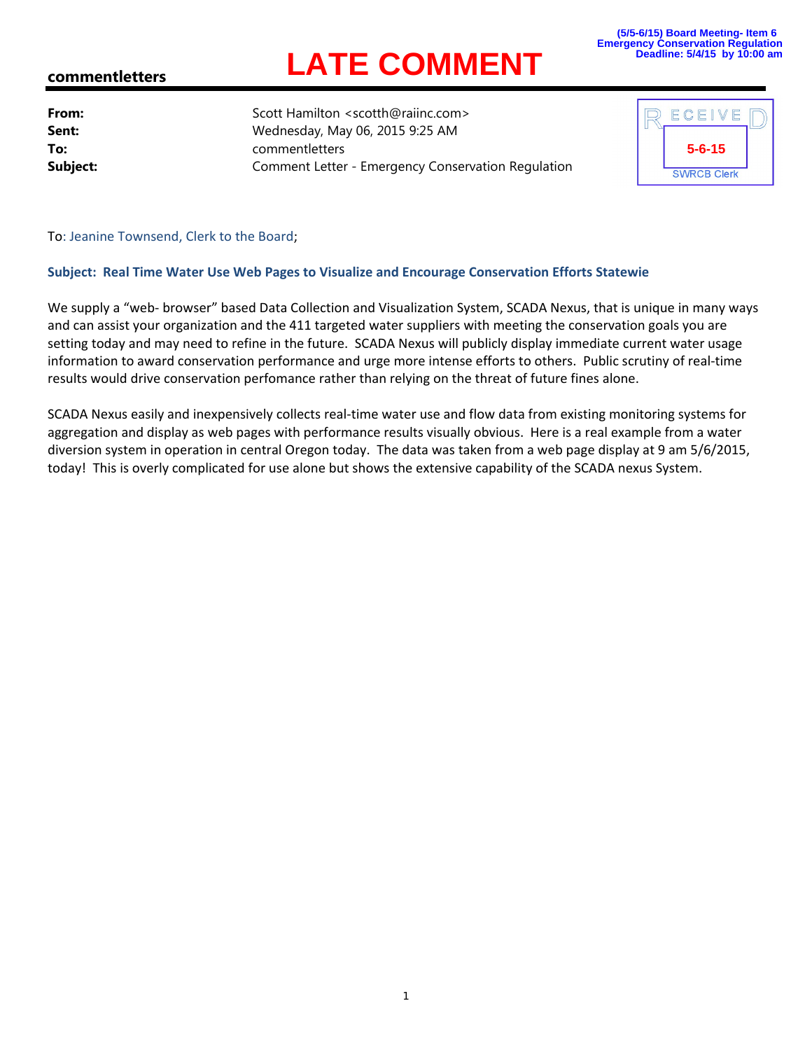(5/5-6/15) Board Meeting- Item 6
Emergency Conservation Regulation
Deadline: 5/4/15 by 10:00 am

# LATE COMMENT

**commentletters**

RECEIVED
5-6-15
SWRCB Clerk

**From:** Scott Hamilton <scotth@raiinc.com>
**Sent:** Wednesday, May 06, 2015 9:25 AM
**To:** commentletters
**Subject:** Comment Letter - Emergency Conservation Regulation

To: Jeanine Townsend, Clerk to the Board;

**Subject: Real Time Water Use Web Pages to Visualize and Encourage Conservation Efforts Statewie**

We supply a "web- browser" based Data Collection and Visualization System, SCADA Nexus, that is unique in many ways and can assist your organization and the 411 targeted water suppliers with meeting the conservation goals you are setting today and may need to refine in the future. SCADA Nexus will publicly display immediate current water usage information to award conservation performance and urge more intense efforts to others. Public scrutiny of real-time results would drive conservation perfomance rather than relying on the threat of future fines alone.

SCADA Nexus easily and inexpensively collects real-time water use and flow data from existing monitoring systems for aggregation and display as web pages with performance results visually obvious. Here is a real example from a water diversion system in operation in central Oregon today. The data was taken from a web page display at 9 am 5/6/2015, today! This is overly complicated for use alone but shows the extensive capability of the SCADA nexus System.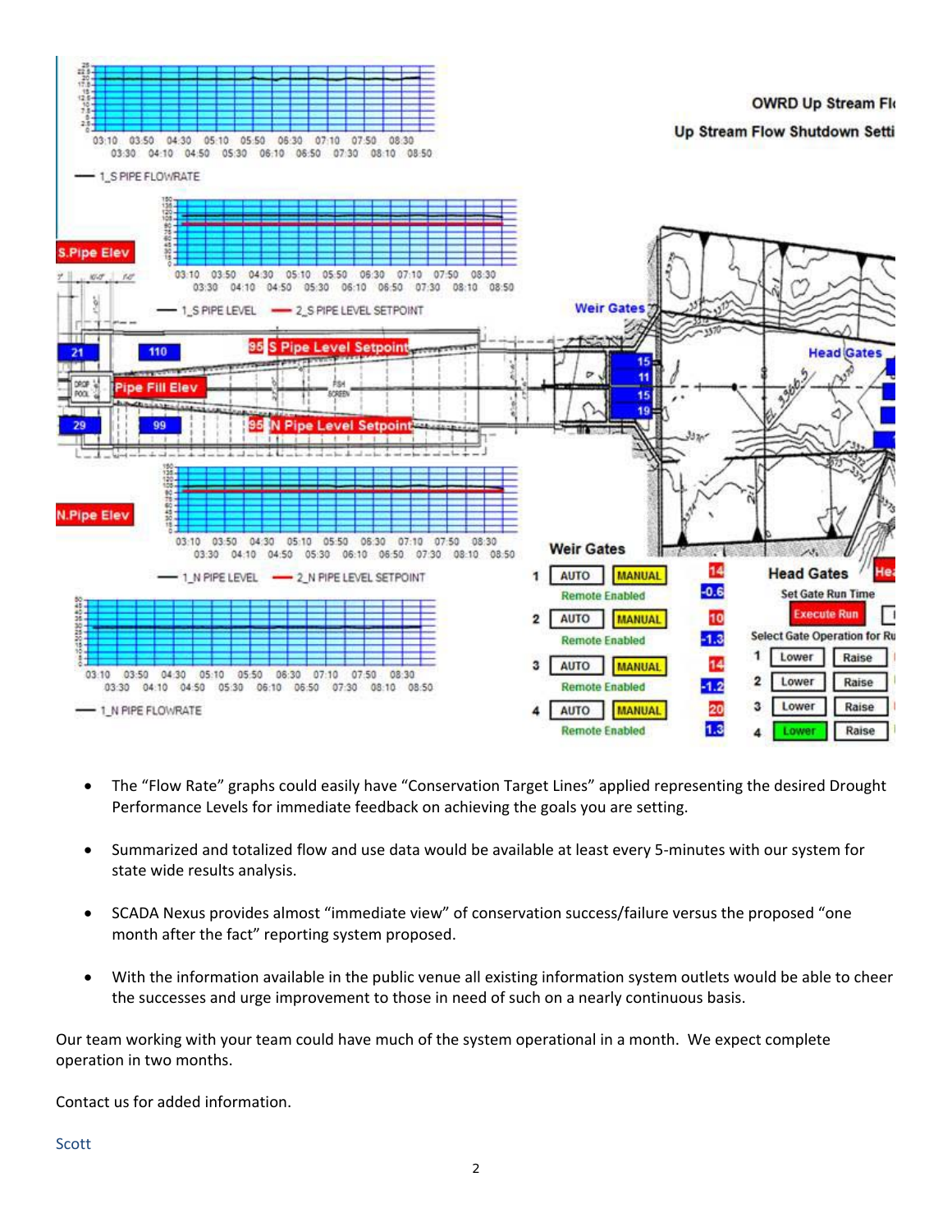- The “Flow Rate” graphs could easily have “Conservation Target Lines” applied representing the desired Drought Performance Levels for immediate feedback on achieving the goals you are setting.

- Summarized and totalized flow and use data would be available at least every 5-minutes with our system for state wide results analysis.

- SCADA Nexus provides almost “immediate view” of conservation success/failure versus the proposed “one month after the fact” reporting system proposed.

- With the information available in the public venue all existing information system outlets would be able to cheer the successes and urge improvement to those in need of such on a nearly continuous basis.

Our team working with your team could have much of the system operational in a month. We expect complete operation in two months.

Contact us for added information.

Scott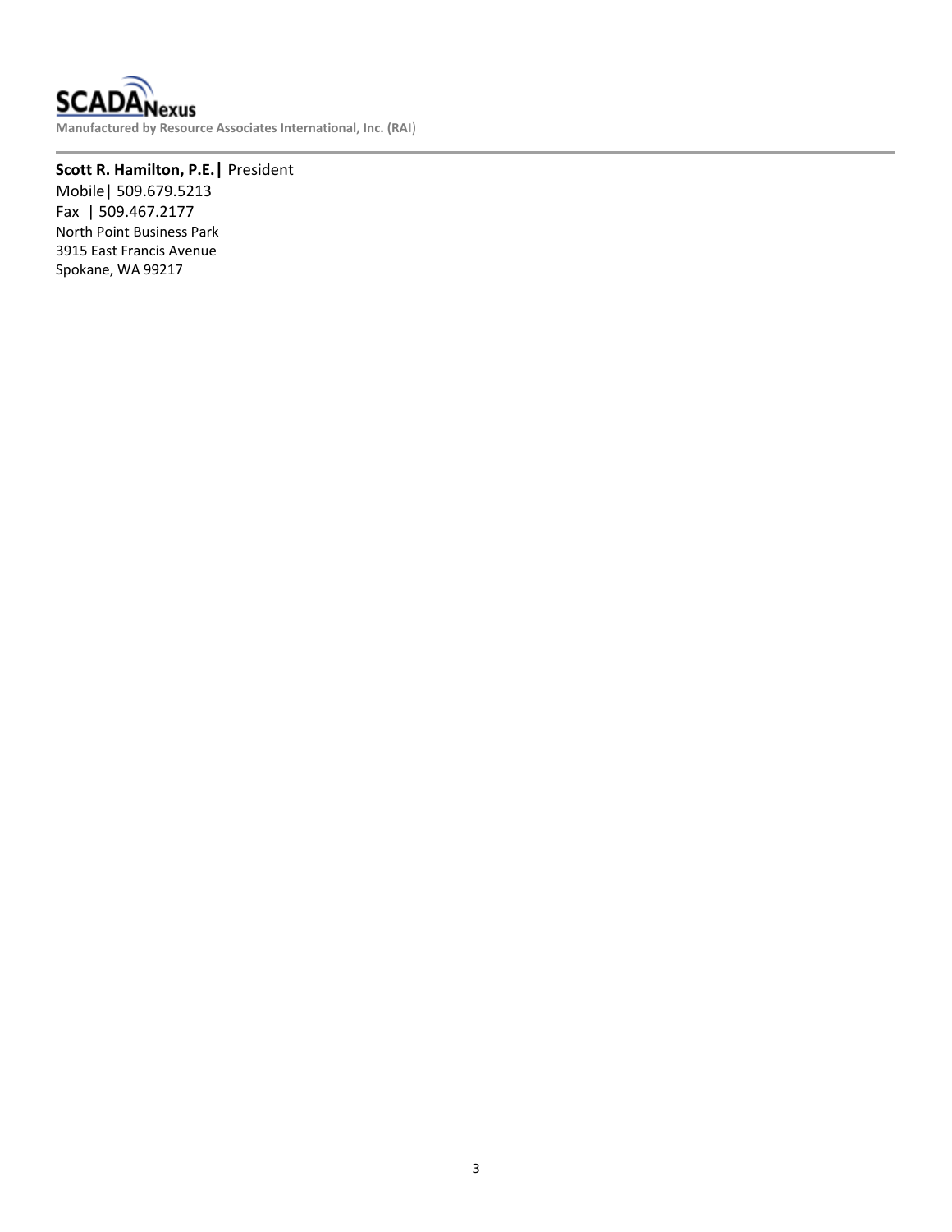**SCADA**Nexus

**Manufactured by Resource Associates International, Inc. (RAI)**

---

**Scott R. Hamilton, P.E.|** President
Mobile| 509.679.5213
Fax | 509.467.2177
North Point Business Park
3915 East Francis Avenue
Spokane, WA 99217